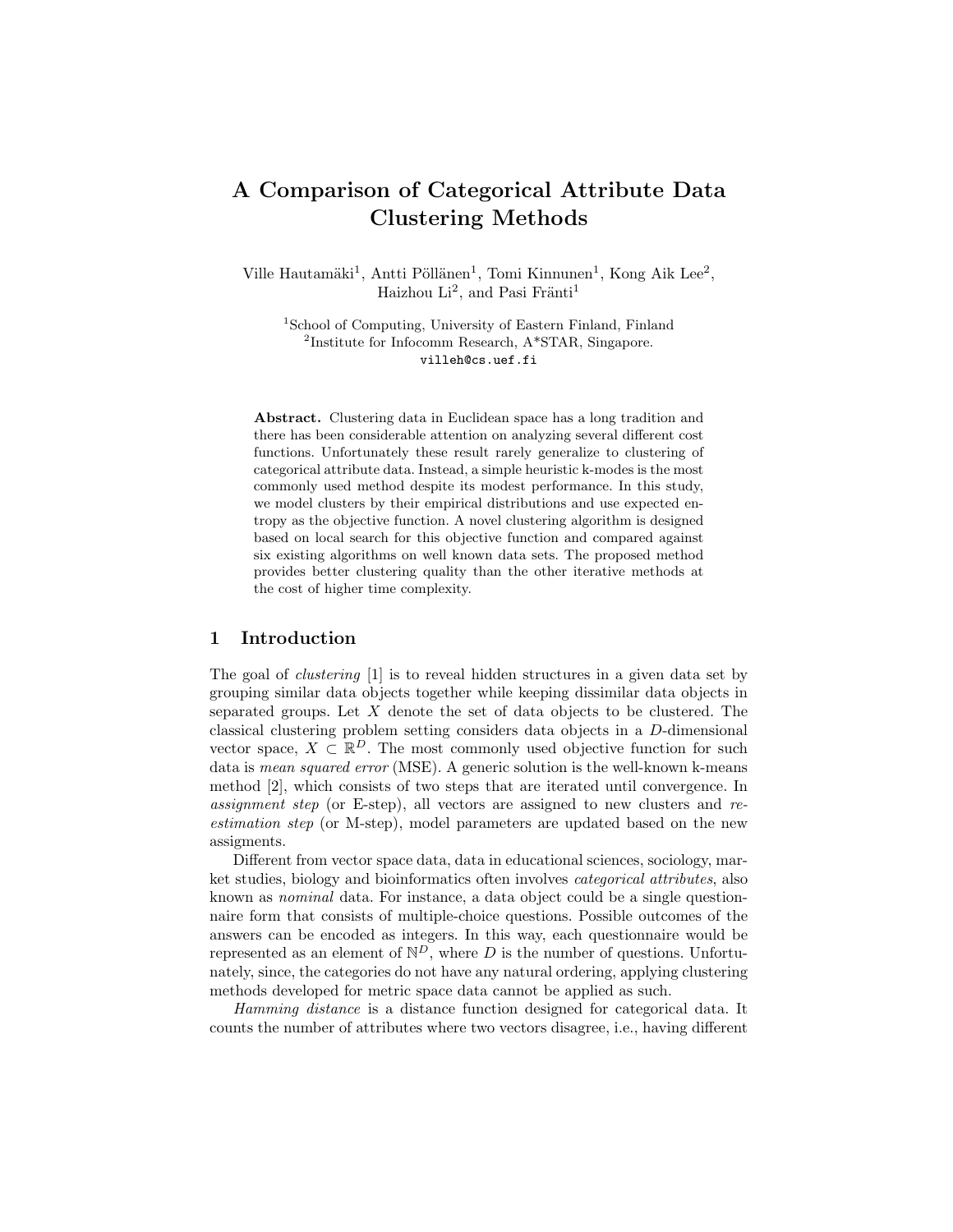# A Comparison of Categorical Attribute Data Clustering Methods

Ville Hautamäki[1], Antti Pöllänen[1], Tomi Kinnunen[1], Kong Aik Lee[2], Haizhou Li[2], and Pasi Fränti[1]

[1]School of Computing, University of Eastern Finland, Finland
[2]Institute for Infocomm Research, A*STAR, Singapore.
villeh@cs.uef.fi

**Abstract.** Clustering data in Euclidean space has a long tradition and there has been considerable attention on analyzing several different cost functions. Unfortunately these result rarely generalize to clustering of categorical attribute data. Instead, a simple heuristic k-modes is the most commonly used method despite its modest performance. In this study, we model clusters by their empirical distributions and use expected entropy as the objective function. A novel clustering algorithm is designed based on local search for this objective function and compared against six existing algorithms on well known data sets. The proposed method provides better clustering quality than the other iterative methods at the cost of higher time complexity.

## 1 Introduction

The goal of *clustering* [1] is to reveal hidden structures in a given data set by grouping similar data objects together while keeping dissimilar data objects in separated groups. Let $X$ denote the set of data objects to be clustered. The classical clustering problem setting considers data objects in a $D$-dimensional vector space, $X \subset \mathbb{R}^D$. The most commonly used objective function for such data is *mean squared error* (MSE). A generic solution is the well-known k-means method [2], which consists of two steps that are iterated until convergence. In *assignment step* (or E-step), all vectors are assigned to new clusters and *re-estimation step* (or M-step), model parameters are updated based on the new assigments.

Different from vector space data, data in educational sciences, sociology, market studies, biology and bioinformatics often involves *categorical attributes*, also known as *nominal* data. For instance, a data object could be a single questionnaire form that consists of multiple-choice questions. Possible outcomes of the answers can be encoded as integers. In this way, each questionnaire would be represented as an element of $\mathbb{N}^D$, where $D$ is the number of questions. Unfortunately, since, the categories do not have any natural ordering, applying clustering methods developed for metric space data cannot be applied as such.

*Hamming distance* is a distance function designed for categorical data. It counts the number of attributes where two vectors disagree, i.e., having different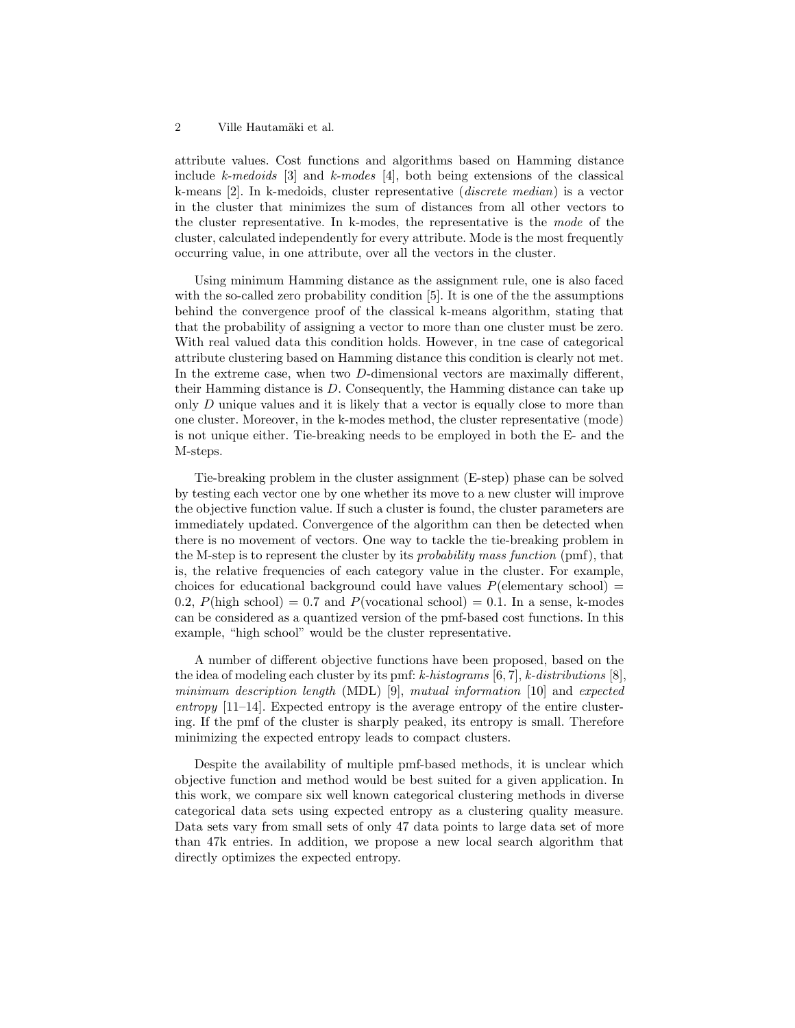attribute values. Cost functions and algorithms based on Hamming distance include *k-medoids* [3] and *k-modes* [4], both being extensions of the classical k-means [2]. In k-medoids, cluster representative (*discrete median*) is a vector in the cluster that minimizes the sum of distances from all other vectors to the cluster representative. In k-modes, the representative is the *mode* of the cluster, calculated independently for every attribute. Mode is the most frequently occurring value, in one attribute, over all the vectors in the cluster.

Using minimum Hamming distance as the assignment rule, one is also faced with the so-called zero probability condition [5]. It is one of the the assumptions behind the convergence proof of the classical k-means algorithm, stating that that the probability of assigning a vector to more than one cluster must be zero. With real valued data this condition holds. However, in tne case of categorical attribute clustering based on Hamming distance this condition is clearly not met. In the extreme case, when two $D$-dimensional vectors are maximally different, their Hamming distance is $D$. Consequently, the Hamming distance can take up only $D$ unique values and it is likely that a vector is equally close to more than one cluster. Moreover, in the k-modes method, the cluster representative (mode) is not unique either. Tie-breaking needs to be employed in both the E- and the M-steps.

Tie-breaking problem in the cluster assignment (E-step) phase can be solved by testing each vector one by one whether its move to a new cluster will improve the objective function value. If such a cluster is found, the cluster parameters are immediately updated. Convergence of the algorithm can then be detected when there is no movement of vectors. One way to tackle the tie-breaking problem in the M-step is to represent the cluster by its *probability mass function* (pmf), that is, the relative frequencies of each category value in the cluster. For example, choices for educational background could have values $P(\text{elementary school}) = 0.2$, $P(\text{high school}) = 0.7$ and $P(\text{vocational school}) = 0.1$. In a sense, k-modes can be considered as a quantized version of the pmf-based cost functions. In this example, "high school" would be the cluster representative.

A number of different objective functions have been proposed, based on the the idea of modeling each cluster by its pmf: *k-histograms* [6, 7], *k-distributions* [8], *minimum description length* (MDL) [9], *mutual information* [10] and *expected entropy* [11–14]. Expected entropy is the average entropy of the entire clustering. If the pmf of the cluster is sharply peaked, its entropy is small. Therefore minimizing the expected entropy leads to compact clusters.

Despite the availability of multiple pmf-based methods, it is unclear which objective function and method would be best suited for a given application. In this work, we compare six well known categorical clustering methods in diverse categorical data sets using expected entropy as a clustering quality measure. Data sets vary from small sets of only 47 data points to large data set of more than 47k entries. In addition, we propose a new local search algorithm that directly optimizes the expected entropy.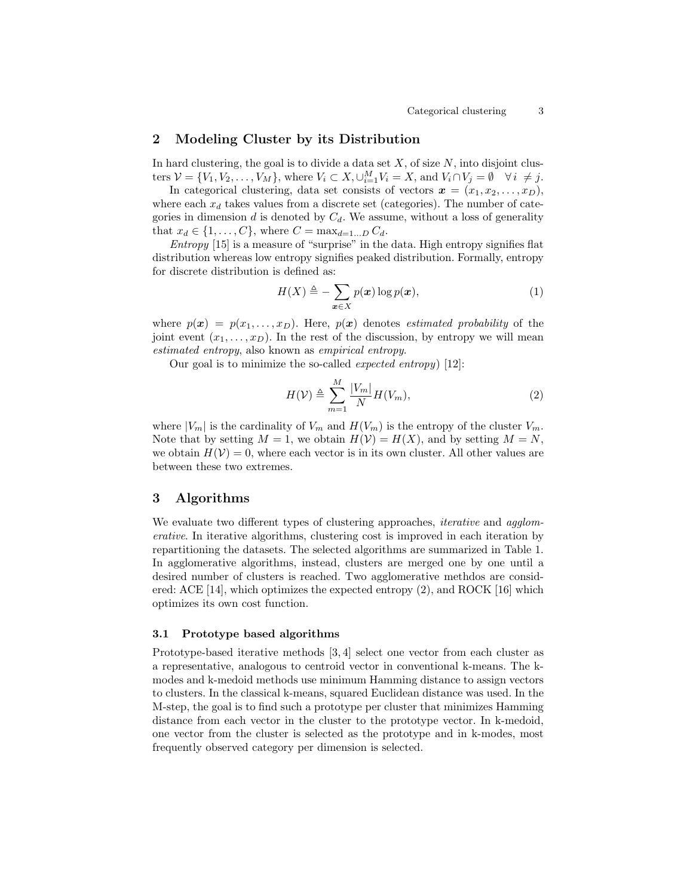## 2 Modeling Cluster by its Distribution

In hard clustering, the goal is to divide a data set $X$, of size $N$, into disjoint clusters $\mathcal{V} = \{V_1, V_2, \ldots, V_M\}$, where $V_i \subset X, \cup_{i=1}^{M} V_i = X$, and $V_i \cap V_j = \emptyset \quad \forall i \neq j$.

In categorical clustering, data set consists of vectors $\boldsymbol{x} = (x_1, x_2, \ldots, x_D)$, where each $x_d$ takes values from a discrete set (categories). The number of categories in dimension $d$ is denoted by $C_d$. We assume, without a loss of generality that $x_d \in \{1, \ldots, C\}$, where $C = \max_{d=1\ldots D} C_d$.

*Entropy* [15] is a measure of "surprise" in the data. High entropy signifies flat distribution whereas low entropy signifies peaked distribution. Formally, entropy for discrete distribution is defined as:

$$H(X) \triangleq -\sum_{\boldsymbol{x} \in X} p(\boldsymbol{x}) \log p(\boldsymbol{x}), \tag{1}$$

where $p(\boldsymbol{x}) = p(x_1, \ldots, x_D)$. Here, $p(\boldsymbol{x})$ denotes *estimated probability* of the joint event $(x_1, \ldots, x_D)$. In the rest of the discussion, by entropy we will mean *estimated entropy*, also known as *empirical entropy*.

Our goal is to minimize the so-called *expected entropy*) [12]:

$$H(\mathcal{V}) \triangleq \sum_{m=1}^{M} \frac{|V_m|}{N} H(V_m), \tag{2}$$

where $|V_m|$ is the cardinality of $V_m$ and $H(V_m)$ is the entropy of the cluster $V_m$. Note that by setting $M = 1$, we obtain $H(\mathcal{V}) = H(X)$, and by setting $M = N$, we obtain $H(\mathcal{V}) = 0$, where each vector is in its own cluster. All other values are between these two extremes.

## 3 Algorithms

We evaluate two different types of clustering approaches, *iterative* and *agglomerative*. In iterative algorithms, clustering cost is improved in each iteration by repartitioning the datasets. The selected algorithms are summarized in Table 1. In agglomerative algorithms, instead, clusters are merged one by one until a desired number of clusters is reached. Two agglomerative methdos are considered: ACE [14], which optimizes the expected entropy (2), and ROCK [16] which optimizes its own cost function.

### 3.1 Prototype based algorithms

Prototype-based iterative methods [3, 4] select one vector from each cluster as a representative, analogous to centroid vector in conventional k-means. The k-modes and k-medoid methods use minimum Hamming distance to assign vectors to clusters. In the classical k-means, squared Euclidean distance was used. In the M-step, the goal is to find such a prototype per cluster that minimizes Hamming distance from each vector in the cluster to the prototype vector. In k-medoid, one vector from the cluster is selected as the prototype and in k-modes, most frequently observed category per dimension is selected.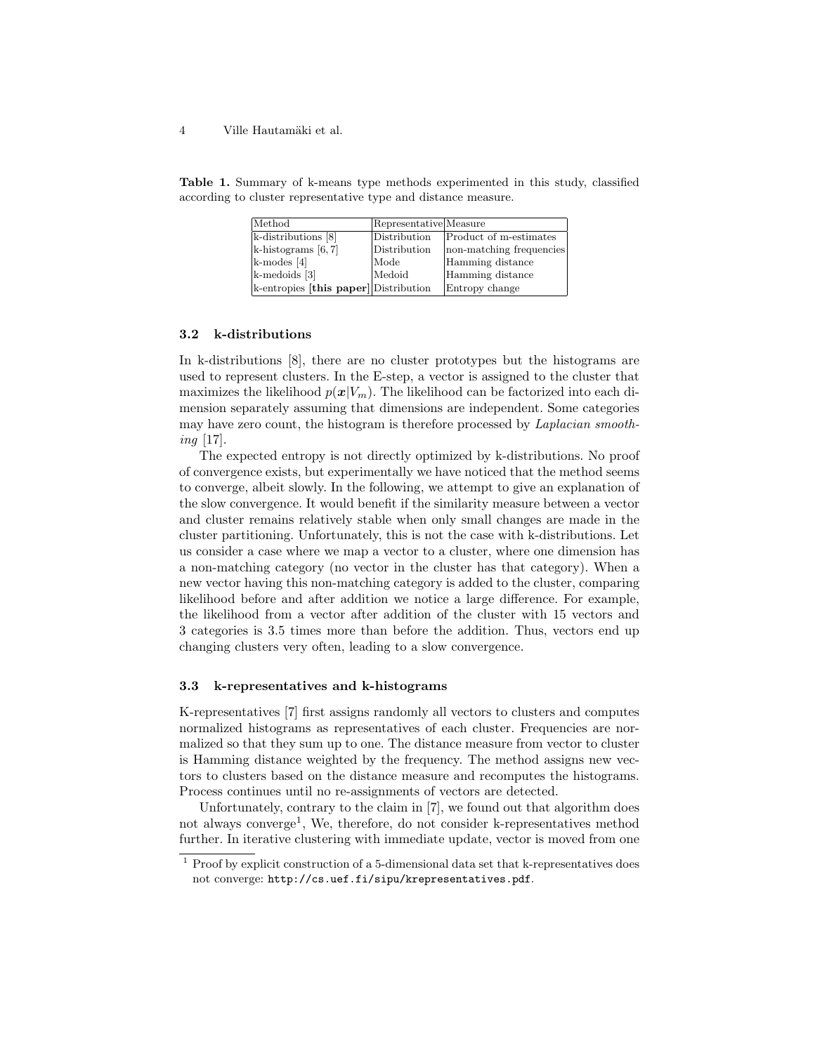**Table 1.** Summary of k-means type methods experimented in this study, classified according to cluster representative type and distance measure.

| Method | Representative | Measure |
|---|---|---|
| k-distributions [8] | Distribution | Product of m-estimates |
| k-histograms [6, 7] | Distribution | non-matching frequencies |
| k-modes [4] | Mode | Hamming distance |
| k-medoids [3] | Medoid | Hamming distance |
| k-entropies [**this paper**] | Distribution | Entropy change |

### 3.2 k-distributions

In k-distributions [8], there are no cluster prototypes but the histograms are used to represent clusters. In the E-step, a vector is assigned to the cluster that maximizes the likelihood $p(\boldsymbol{x}|V_m)$. The likelihood can be factorized into each dimension separately assuming that dimensions are independent. Some categories may have zero count, the histogram is therefore processed by *Laplacian smoothing* [17].

The expected entropy is not directly optimized by k-distributions. No proof of convergence exists, but experimentally we have noticed that the method seems to converge, albeit slowly. In the following, we attempt to give an explanation of the slow convergence. It would benefit if the similarity measure between a vector and cluster remains relatively stable when only small changes are made in the cluster partitioning. Unfortunately, this is not the case with k-distributions. Let us consider a case where we map a vector to a cluster, where one dimension has a non-matching category (no vector in the cluster has that category). When a new vector having this non-matching category is added to the cluster, comparing likelihood before and after addition we notice a large difference. For example, the likelihood from a vector after addition of the cluster with 15 vectors and 3 categories is 3.5 times more than before the addition. Thus, vectors end up changing clusters very often, leading to a slow convergence.

### 3.3 k-representatives and k-histograms

K-representatives [7] first assigns randomly all vectors to clusters and computes normalized histograms as representatives of each cluster. Frequencies are normalized so that they sum up to one. The distance measure from vector to cluster is Hamming distance weighted by the frequency. The method assigns new vectors to clusters based on the distance measure and recomputes the histograms. Process continues until no re-assignments of vectors are detected.

Unfortunately, contrary to the claim in [7], we found out that algorithm does not always converge[1], We, therefore, do not consider k-representatives method further. In iterative clustering with immediate update, vector is moved from one

[1] Proof by explicit construction of a 5-dimensional data set that k-representatives does not converge: http://cs.uef.fi/sipu/krepresentatives.pdf.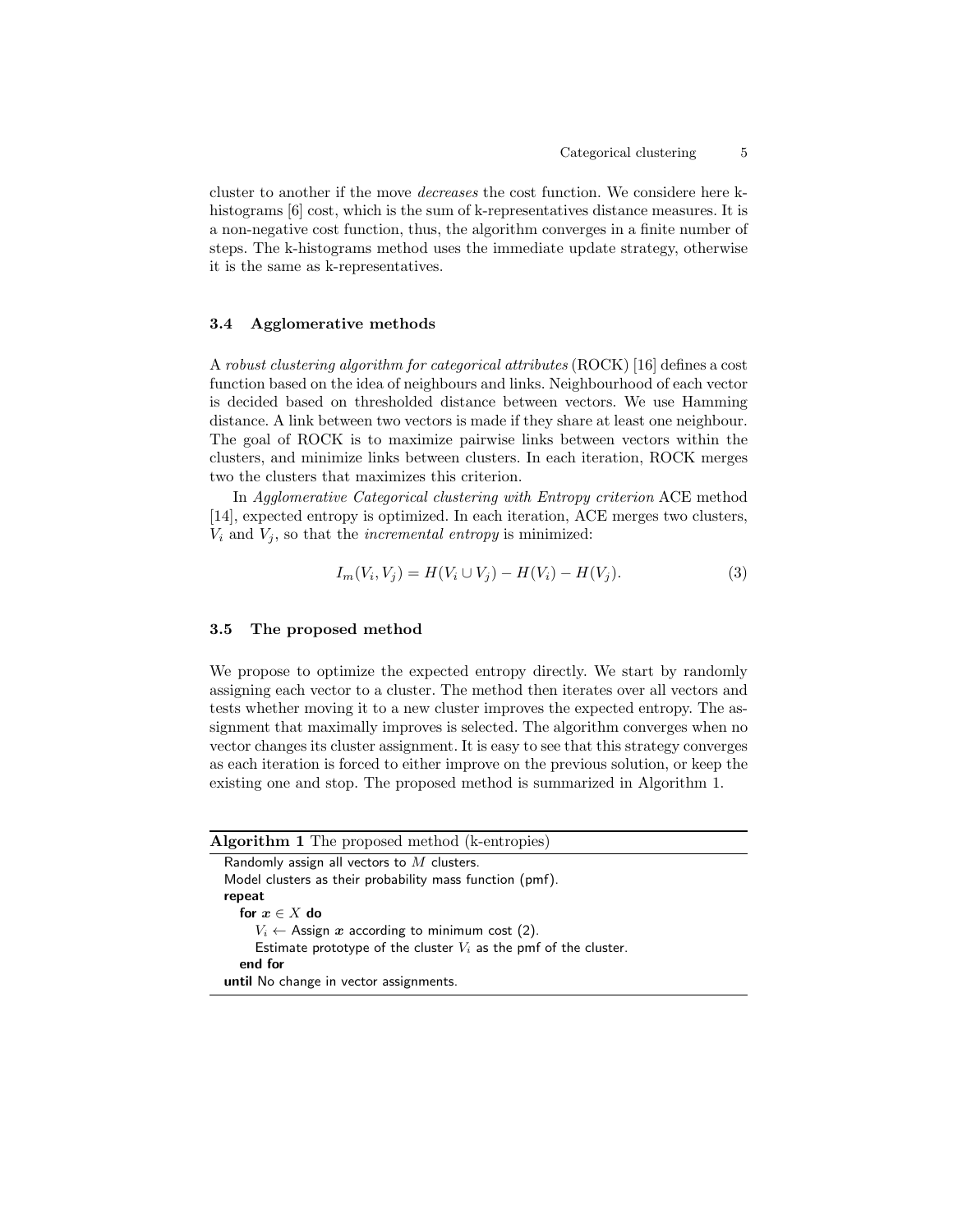cluster to another if the move *decreases* the cost function. We considere here k-histograms [6] cost, which is the sum of k-representatives distance measures. It is a non-negative cost function, thus, the algorithm converges in a finite number of steps. The k-histograms method uses the immediate update strategy, otherwise it is the same as k-representatives.

### 3.4 Agglomerative methods

A *robust clustering algorithm for categorical attributes* (ROCK) [16] defines a cost function based on the idea of neighbours and links. Neighbourhood of each vector is decided based on thresholded distance between vectors. We use Hamming distance. A link between two vectors is made if they share at least one neighbour. The goal of ROCK is to maximize pairwise links between vectors within the clusters, and minimize links between clusters. In each iteration, ROCK merges two the clusters that maximizes this criterion.

In *Agglomerative Categorical clustering with Entropy criterion* ACE method [14], expected entropy is optimized. In each iteration, ACE merges two clusters, $V_i$ and $V_j$, so that the *incremental entropy* is minimized:

$$I_m(V_i, V_j) = H(V_i \cup V_j) - H(V_i) - H(V_j). \tag{3}$$

### 3.5 The proposed method

We propose to optimize the expected entropy directly. We start by randomly assigning each vector to a cluster. The method then iterates over all vectors and tests whether moving it to a new cluster improves the expected entropy. The assignment that maximally improves is selected. The algorithm converges when no vector changes its cluster assignment. It is easy to see that this strategy converges as each iteration is forced to either improve on the previous solution, or keep the existing one and stop. The proposed method is summarized in Algorithm 1.

**Algorithm 1** The proposed method (k-entropies)

```
Randomly assign all vectors to M clusters.
Model clusters as their probability mass function (pmf).
repeat
  for x ∈ X do
    V_i ← Assign x according to minimum cost (2).
    Estimate prototype of the cluster V_i as the pmf of the cluster.
  end for
until No change in vector assignments.
```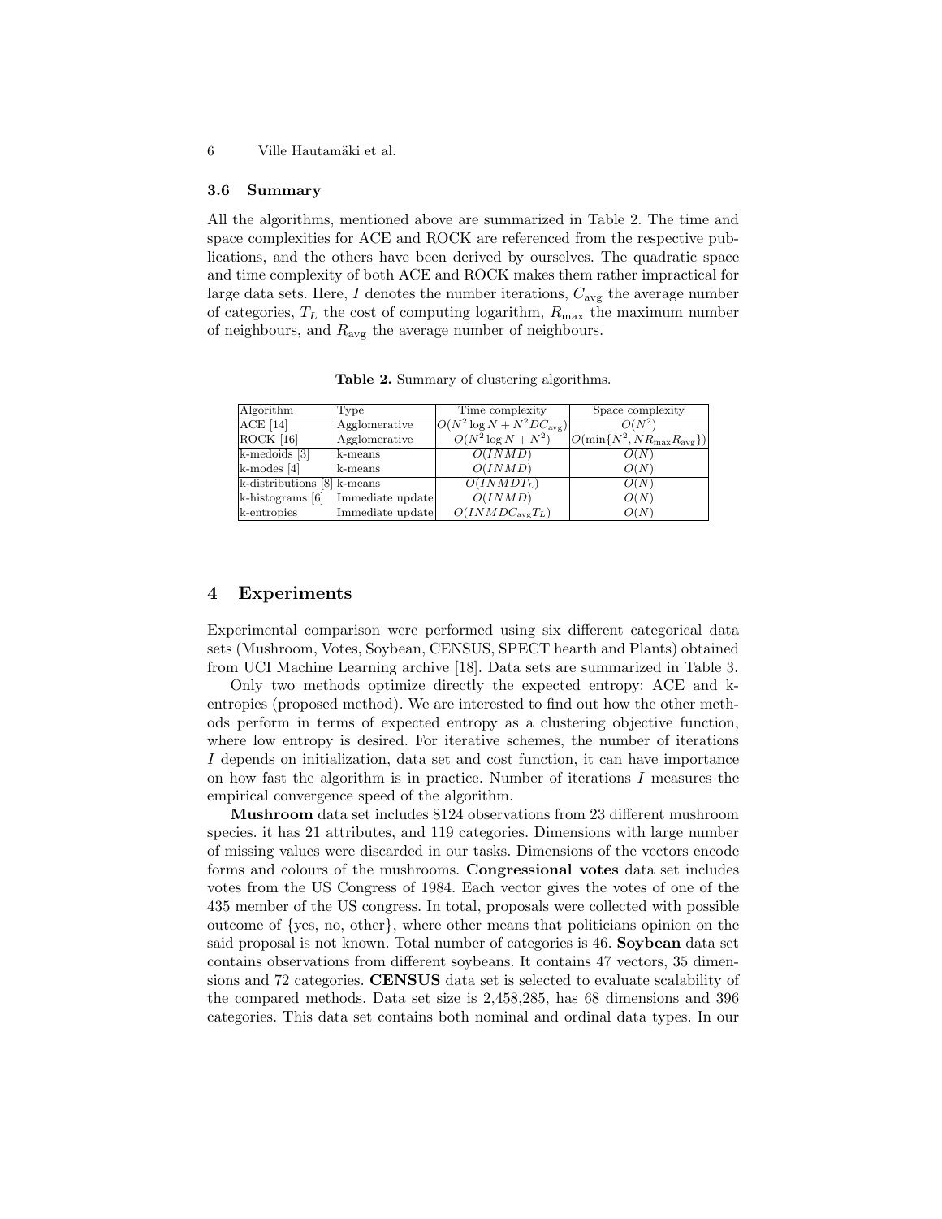### 3.6 Summary

All the algorithms, mentioned above are summarized in Table 2. The time and space complexities for ACE and ROCK are referenced from the respective publications, and the others have been derived by ourselves. The quadratic space and time complexity of both ACE and ROCK makes them rather impractical for large data sets. Here, $I$ denotes the number iterations, $C_{\text{avg}}$ the average number of categories, $T_L$ the cost of computing logarithm, $R_{\max}$ the maximum number of neighbours, and $R_{\text{avg}}$ the average number of neighbours.

**Table 2.** Summary of clustering algorithms.

| Algorithm | Type | Time complexity | Space complexity |
|---|---|---|---|
| ACE [14] | Agglomerative | $O(N^2 \log N + N^2 D C_{\text{avg}})$ | $O(N^2)$ |
| ROCK [16] | Agglomerative | $O(N^2 \log N + N^2)$ | $O(\min\{N^2, N R_{\max} R_{\text{avg}}\})$ |
| k-medoids [3] | k-means | $O(INMD)$ | $O(N)$ |
| k-modes [4] | k-means | $O(INMD)$ | $O(N)$ |
| k-distributions [8] | k-means | $O(INMDT_L)$ | $O(N)$ |
| k-histograms [6] | Immediate update | $O(INMD)$ | $O(N)$ |
| k-entropies | Immediate update | $O(INMDC_{\text{avg}}T_L)$ | $O(N)$ |

## 4 Experiments

Experimental comparison were performed using six different categorical data sets (Mushroom, Votes, Soybean, CENSUS, SPECT hearth and Plants) obtained from UCI Machine Learning archive [18]. Data sets are summarized in Table 3.

Only two methods optimize directly the expected entropy: ACE and k-entropies (proposed method). We are interested to find out how the other methods perform in terms of expected entropy as a clustering objective function, where low entropy is desired. For iterative schemes, the number of iterations $I$ depends on initialization, data set and cost function, it can have importance on how fast the algorithm is in practice. Number of iterations $I$ measures the empirical convergence speed of the algorithm.

**Mushroom** data set includes 8124 observations from 23 different mushroom species. it has 21 attributes, and 119 categories. Dimensions with large number of missing values were discarded in our tasks. Dimensions of the vectors encode forms and colours of the mushrooms. **Congressional votes** data set includes votes from the US Congress of 1984. Each vector gives the votes of one of the 435 member of the US congress. In total, proposals were collected with possible outcome of {yes, no, other}, where other means that politicians opinion on the said proposal is not known. Total number of categories is 46. **Soybean** data set contains observations from different soybeans. It contains 47 vectors, 35 dimensions and 72 categories. **CENSUS** data set is selected to evaluate scalability of the compared methods. Data set size is 2,458,285, has 68 dimensions and 396 categories. This data set contains both nominal and ordinal data types. In our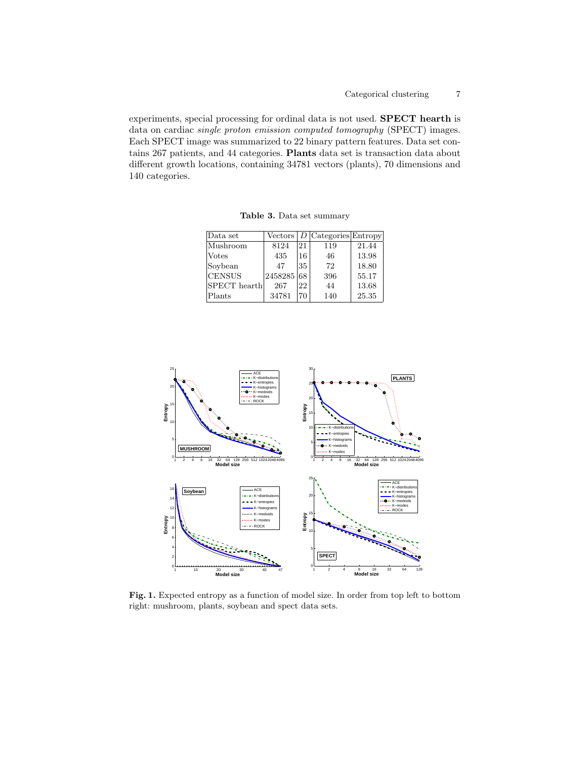experiments, special processing for ordinal data is not used. **SPECT hearth** is data on cardiac *single proton emission computed tomography* (SPECT) images. Each SPECT image was summarized to 22 binary pattern features. Data set contains 267 patients, and 44 categories. **Plants** data set is transaction data about different growth locations, containing 34781 vectors (plants), 70 dimensions and 140 categories.

**Table 3.** Data set summary

| Data set | Vectors | $D$ | Categories | Entropy |
|---|---|---|---|---|
| Mushroom | 8124 | 21 | 119 | 21.44 |
| Votes | 435 | 16 | 46 | 13.98 |
| Soybean | 47 | 35 | 72 | 18.80 |
| CENSUS | 2458285 | 68 | 396 | 55.17 |
| SPECT hearth | 267 | 22 | 44 | 13.68 |
| Plants | 34781 | 70 | 140 | 25.35 |

**Fig. 1.** Expected entropy as a function of model size. In order from top left to bottom right: mushroom, plants, soybean and spect data sets.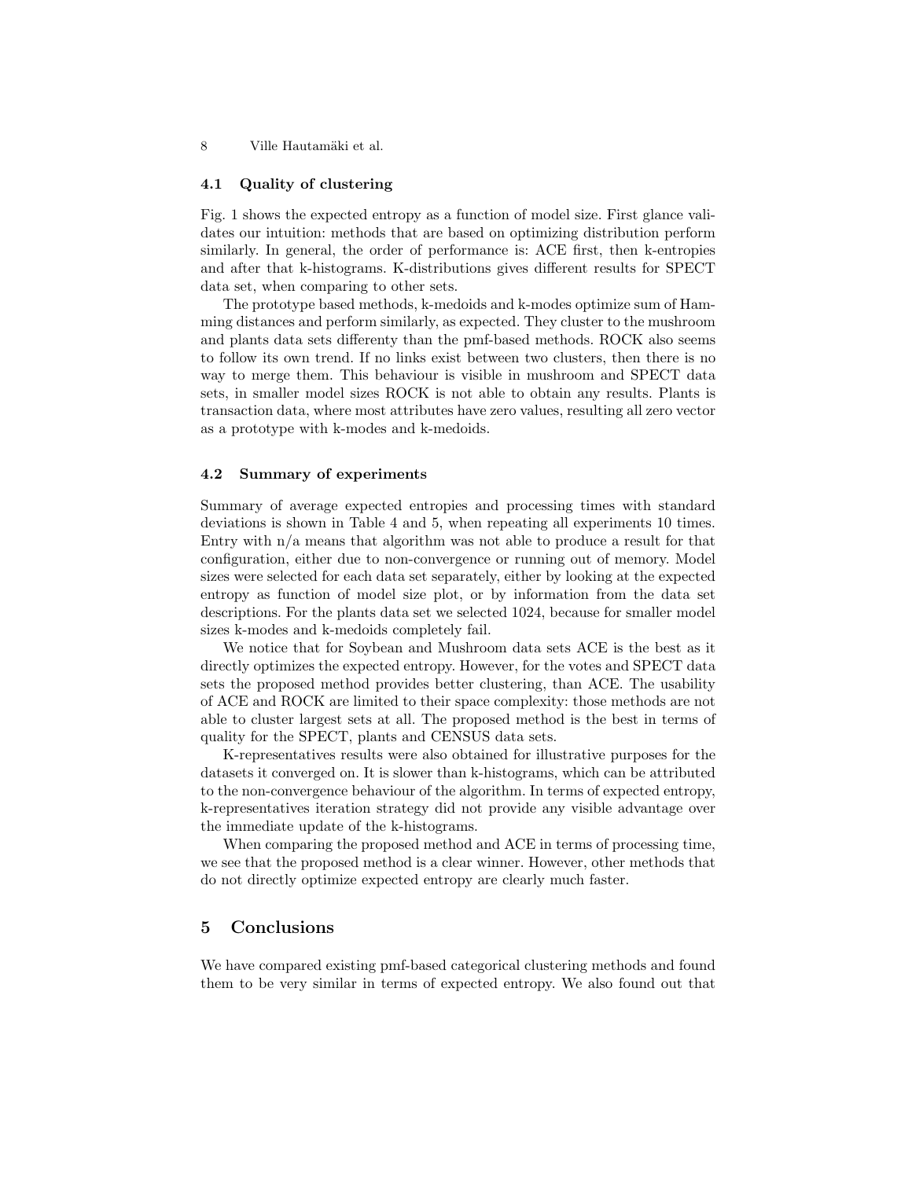### 4.1 Quality of clustering

Fig. 1 shows the expected entropy as a function of model size. First glance validates our intuition: methods that are based on optimizing distribution perform similarly. In general, the order of performance is: ACE first, then k-entropies and after that k-histograms. K-distributions gives different results for SPECT data set, when comparing to other sets.

The prototype based methods, k-medoids and k-modes optimize sum of Hamming distances and perform similarly, as expected. They cluster to the mushroom and plants data sets differenty than the pmf-based methods. ROCK also seems to follow its own trend. If no links exist between two clusters, then there is no way to merge them. This behaviour is visible in mushroom and SPECT data sets, in smaller model sizes ROCK is not able to obtain any results. Plants is transaction data, where most attributes have zero values, resulting all zero vector as a prototype with k-modes and k-medoids.

### 4.2 Summary of experiments

Summary of average expected entropies and processing times with standard deviations is shown in Table 4 and 5, when repeating all experiments 10 times. Entry with n/a means that algorithm was not able to produce a result for that configuration, either due to non-convergence or running out of memory. Model sizes were selected for each data set separately, either by looking at the expected entropy as function of model size plot, or by information from the data set descriptions. For the plants data set we selected 1024, because for smaller model sizes k-modes and k-medoids completely fail.

We notice that for Soybean and Mushroom data sets ACE is the best as it directly optimizes the expected entropy. However, for the votes and SPECT data sets the proposed method provides better clustering, than ACE. The usability of ACE and ROCK are limited to their space complexity: those methods are not able to cluster largest sets at all. The proposed method is the best in terms of quality for the SPECT, plants and CENSUS data sets.

K-representatives results were also obtained for illustrative purposes for the datasets it converged on. It is slower than k-histograms, which can be attributed to the non-convergence behaviour of the algorithm. In terms of expected entropy, k-representatives iteration strategy did not provide any visible advantage over the immediate update of the k-histograms.

When comparing the proposed method and ACE in terms of processing time, we see that the proposed method is a clear winner. However, other methods that do not directly optimize expected entropy are clearly much faster.

## 5 Conclusions

We have compared existing pmf-based categorical clustering methods and found them to be very similar in terms of expected entropy. We also found out that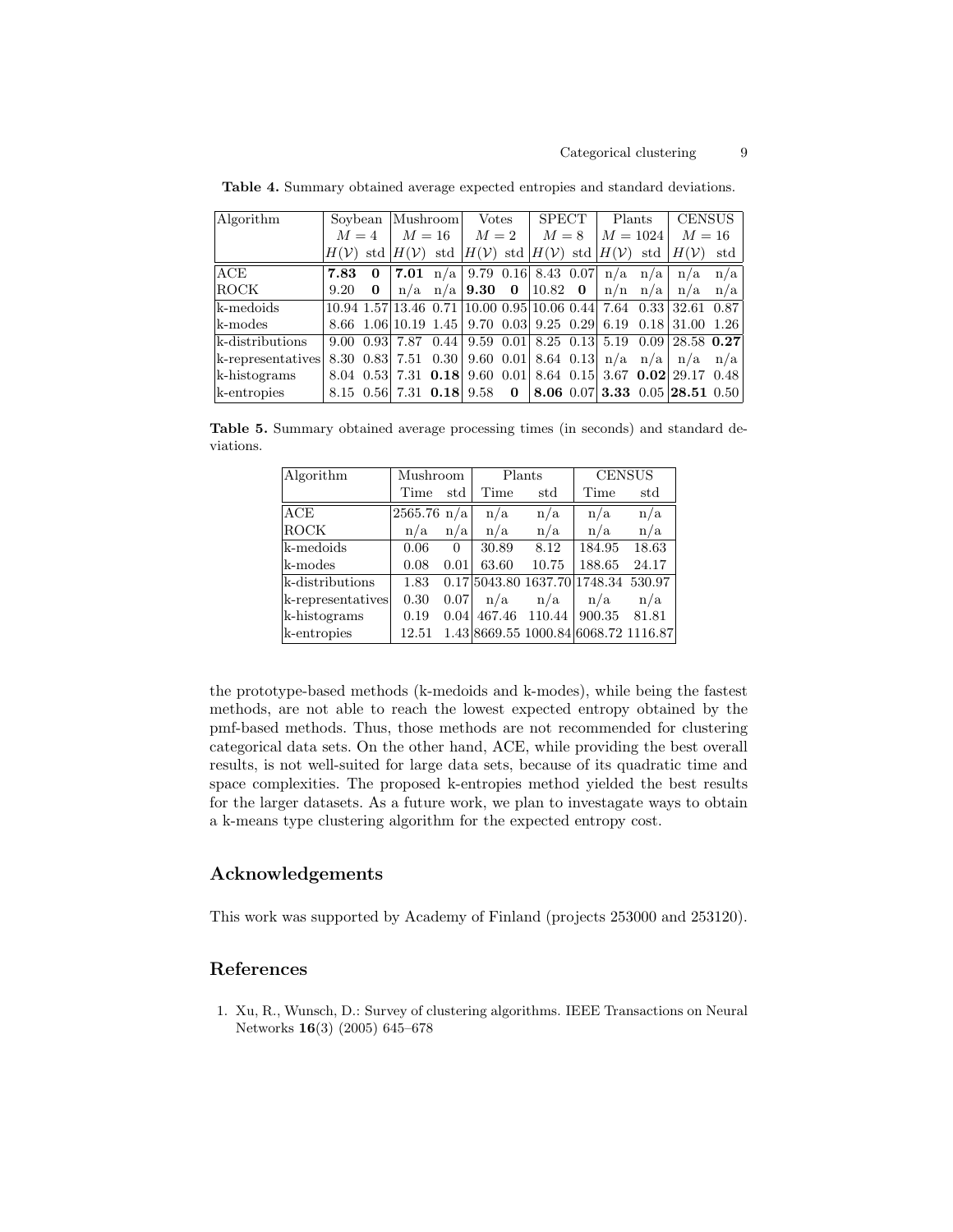**Table 4.** Summary obtained average expected entropies and standard deviations.

| Algorithm | Soybean | | Mushroom | | Votes | | SPECT | | Plants | | CENSUS | |
|---|---|---|---|---|---|---|---|---|---|---|---|---|
| | $M = 4$ | | $M = 16$ | | $M = 2$ | | $M = 8$ | | $M = 1024$ | | $M = 16$ | |
| | $H(\mathcal{V})$ | std | $H(\mathcal{V})$ | std | $H(\mathcal{V})$ | std | $H(\mathcal{V})$ | std | $H(\mathcal{V})$ | std | $H(\mathcal{V})$ | std |
| ACE | **7.83** | **0** | **7.01** | n/a | 9.79 | 0.16 | 8.43 | 0.07 | n/a | n/a | n/a | n/a |
| ROCK | 9.20 | **0** | n/a | n/a | **9.30** | **0** | 10.82 | **0** | n/n | n/a | n/a | n/a |
| k-medoids | 10.94 | 1.57 | 13.46 | 0.71 | 10.00 | 0.95 | 10.06 | 0.44 | 7.64 | 0.33 | 32.61 | 0.87 |
| k-modes | 8.66 | 1.06 | 10.19 | 1.45 | 9.70 | 0.03 | 9.25 | 0.29 | 6.19 | 0.18 | 31.00 | 1.26 |
| k-distributions | 9.00 | 0.93 | 7.87 | 0.44 | 9.59 | 0.01 | 8.25 | 0.13 | 5.19 | 0.09 | 28.58 | **0.27** |
| k-representatives | 8.30 | 0.83 | 7.51 | 0.30 | 9.60 | 0.01 | 8.64 | 0.13 | n/a | n/a | n/a | n/a |
| k-histograms | 8.04 | 0.53 | 7.31 | **0.18** | 9.60 | 0.01 | 8.64 | 0.15 | 3.67 | **0.02** | 29.17 | 0.48 |
| k-entropies | 8.15 | 0.56 | 7.31 | **0.18** | 9.58 | **0** | **8.06** | 0.07 | **3.33** | 0.05 | **28.51** | 0.50 |

**Table 5.** Summary obtained average processing times (in seconds) and standard deviations.

| Algorithm | Mushroom | | Plants | | CENSUS | |
|---|---|---|---|---|---|---|
| | Time | std | Time | std | Time | std |
| ACE | 2565.76 | n/a | n/a | n/a | n/a | n/a |
| ROCK | n/a | n/a | n/a | n/a | n/a | n/a |
| k-medoids | 0.06 | 0 | 30.89 | 8.12 | 184.95 | 18.63 |
| k-modes | 0.08 | 0.01 | 63.60 | 10.75 | 188.65 | 24.17 |
| k-distributions | 1.83 | 0.17 | 5043.80 | 1637.70 | 1748.34 | 530.97 |
| k-representatives | 0.30 | 0.07 | n/a | n/a | n/a | n/a |
| k-histograms | 0.19 | 0.04 | 467.46 | 110.44 | 900.35 | 81.81 |
| k-entropies | 12.51 | 1.43 | 8669.55 | 1000.84 | 6068.72 | 1116.87 |

the prototype-based methods (k-medoids and k-modes), while being the fastest methods, are not able to reach the lowest expected entropy obtained by the pmf-based methods. Thus, those methods are not recommended for clustering categorical data sets. On the other hand, ACE, while providing the best overall results, is not well-suited for large data sets, because of its quadratic time and space complexities. The proposed k-entropies method yielded the best results for the larger datasets. As a future work, we plan to investagate ways to obtain a k-means type clustering algorithm for the expected entropy cost.

## Acknowledgements

This work was supported by Academy of Finland (projects 253000 and 253120).

## References

1. Xu, R., Wunsch, D.: Survey of clustering algorithms. IEEE Transactions on Neural Networks **16**(3) (2005) 645–678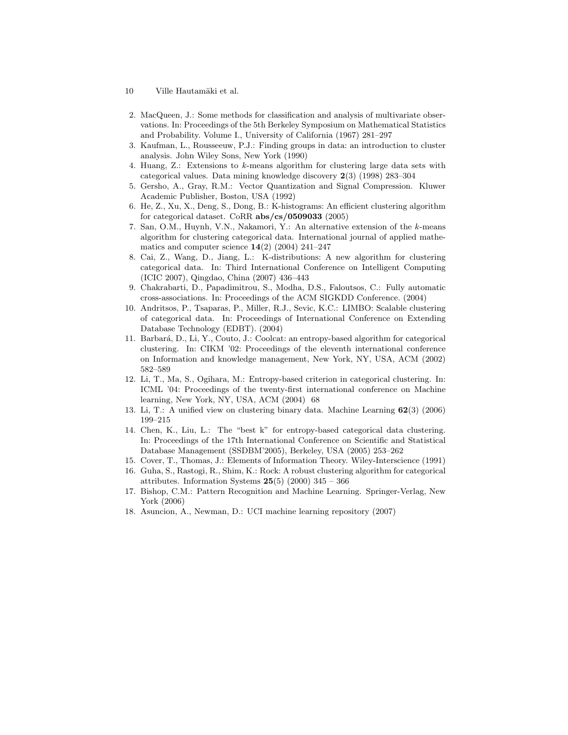2. MacQueen, J.: Some methods for classification and analysis of multivariate observations. In: Proceedings of the 5th Berkeley Symposium on Mathematical Statistics and Probability. Volume I., University of California (1967) 281–297
3. Kaufman, L., Rousseeuw, P.J.: Finding groups in data: an introduction to cluster analysis. John Wiley Sons, New York (1990)
4. Huang, Z.: Extensions to *k*-means algorithm for clustering large data sets with categorical values. Data mining knowledge discovery **2**(3) (1998) 283–304
5. Gersho, A., Gray, R.M.: Vector Quantization and Signal Compression. Kluwer Academic Publisher, Boston, USA (1992)
6. He, Z., Xu, X., Deng, S., Dong, B.: K-histograms: An efficient clustering algorithm for categorical dataset. CoRR **abs/cs/0509033** (2005)
7. San, O.M., Huynh, V.N., Nakamori, Y.: An alternative extension of the *k*-means algorithm for clustering categorical data. International journal of applied mathematics and computer science **14**(2) (2004) 241–247
8. Cai, Z., Wang, D., Jiang, L.: K-distributions: A new algorithm for clustering categorical data. In: Third International Conference on Intelligent Computing (ICIC 2007), Qingdao, China (2007) 436–443
9. Chakrabarti, D., Papadimitrou, S., Modha, D.S., Faloutsos, C.: Fully automatic cross-associations. In: Proceedings of the ACM SIGKDD Conference. (2004)
10. Andritsos, P., Tsaparas, P., Miller, R.J., Sevic, K.C.: LIMBO: Scalable clustering of categorical data. In: Proceedings of International Conference on Extending Database Technology (EDBT). (2004)
11. Barbará, D., Li, Y., Couto, J.: Coolcat: an entropy-based algorithm for categorical clustering. In: CIKM '02: Proceedings of the eleventh international conference on Information and knowledge management, New York, NY, USA, ACM (2002) 582–589
12. Li, T., Ma, S., Ogihara, M.: Entropy-based criterion in categorical clustering. In: ICML '04: Proceedings of the twenty-first international conference on Machine learning, New York, NY, USA, ACM (2004) 68
13. Li, T.: A unified view on clustering binary data. Machine Learning **62**(3) (2006) 199–215
14. Chen, K., Liu, L.: The "best k" for entropy-based categorical data clustering. In: Proceedings of the 17th International Conference on Scientific and Statistical Database Management (SSDBM'2005), Berkeley, USA (2005) 253–262
15. Cover, T., Thomas, J.: Elements of Information Theory. Wiley-Interscience (1991)
16. Guha, S., Rastogi, R., Shim, K.: Rock: A robust clustering algorithm for categorical attributes. Information Systems **25**(5) (2000) 345 – 366
17. Bishop, C.M.: Pattern Recognition and Machine Learning. Springer-Verlag, New York (2006)
18. Asuncion, A., Newman, D.: UCI machine learning repository (2007)